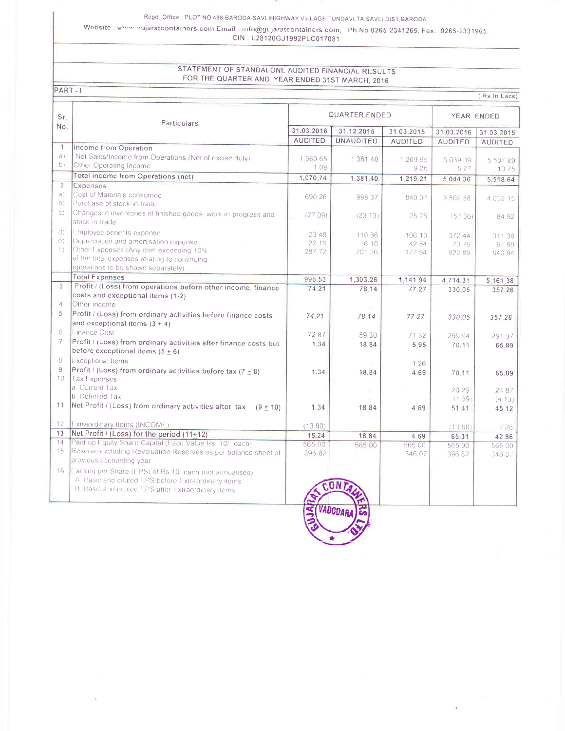Regd. Office : PLOT NO 488 BARODA-SAVLI HIGHWAY VILLAGE:TUNDAV,TA SAVLI DIST,BARODA.

Website : www.gujaratcontainers.com Email : info@gujaratcontainers.com, Ph.No.0265-2341265, Fax. 0265-2331965.

CIN : L28120GJ1992PLC017081

## STATEMENT OF STANDALONE AUDITED FINANCIAL RESULTS FOR THE QUARTER AND YEAR ENDED 31ST MARCH, 2016

PART - I

( Rs In Lacs)

| Sr. No. | Particulars | QUARTER ENDED | | | YEAR ENDED | |
|---|---|---|---|---|---|---|
| | | 31.03.2016 | 31.12.2015 | 31.03.2015 | 31.03.2016 | 31.03.2015 |
| | | AUDITED | UNAUDITED | AUDITED | AUDITED | AUDITED |
| 1 | Income from Operation | | | | | |
| a) | Net Sales/Income from Operations (Net of excise duty) | 1,069.65 | 1,381.40 | 1,209.95 | 5,039.09 | 5,507.89 |
| b) | Other Operating Income | 1.09 | | 9.26 | 5.27 | 10.75 |
| | Total income from Operations (net) | 1,070.74 | 1,381.40 | 1,219.21 | 5,044.36 | 5,518.64 |
| 2 | Expenses | | | | | |
| a) | Cost of Materials consumed | 690.26 | 998.37 | 840.07 | 3,502.58 | 4,032.15 |
| b) | Purchase of stock-in-trade | | | | | |
| c) | Changes in inventories of finished goods, work-in-progress and stock in trade | (27.09) | (23.13) | 25.26 | (57.36) | 84.92 |
| d) | Employee benefits expense | 23.48 | 110.36 | 106.13 | 372.44 | 311.38 |
| e) | Depreciation and amortisation expense | 22.16 | 16.10 | 42.54 | 73.76 | 91.99 |
| f) | Other Expenses (Any item exceeding 10% of the total expenses relating to continuing operations to be shown separately) | 287.72 | 201.56 | 127.94 | 822.89 | 640.94 |
| | Total Expenses | 996.53 | 1,303.26 | 1,141.94 | 4,714.31 | 5,161.38 |
| 3 | Profit / (Loss) from operations before other income, finance costs and exceptional items (1-2) | 74.21 | 78.14 | 77.27 | 330.05 | 357.26 |
| 4 | Other Income | | | | | |
| 5 | Profit / (Loss) from ordinary activities before finance costs and exceptional items (3 + 4) | 74.21 | 78.14 | 77.27 | 330.05 | 357.26 |
| 6 | Finance Cost | 72.87 | 59.30 | 71.32 | 259.94 | 291.37 |
| 7 | Profit / (Loss) from ordinary activities after finance costs but before exceptional items (5 ± 6) | 1.34 | 18.84 | 5.95 | 70.11 | 65.89 |
| 8 | Exceptional Items | | | 1.26 | | |
| 9 | Profit / (Loss) from ordinary activities before tax (7 ± 8) | 1.34 | 18.84 | 4.69 | 70.11 | 65.89 |
| 10 | Tax Expenses | | | | | |
| | a. Current Tax | | | | 20.29 | 24.87 |
| | b. Deferred Tax | | | | (1.59) | (4.13) |
| 11 | Net Profit / (Loss) from ordinary activities after tax (9 ± 10) | 1.34 | 18.84 | 4.69 | 51.41 | 45.12 |
| 12 | Extraordinary Items (INCOME) | (13.90) | | | (13.90) | 2.26 |
| 13 | Net Profit / (Loss) for the period (11+12) | 15.24 | 18.84 | 4.69 | 65.31 | 42.86 |
| 14 | Paid up Equity Share Capital (Face Value Rs. 10/- each) | 565.00 | 565.00 | 565.00 | 565.00 | 565.00 |
| 15 | Reserve excluding Revaluation Reserves as per balance sheet of previous accounting year | 396.82 | | 346.07 | 396.82 | 346.07 |
| 16 | Earning per Share (EPS) of Rs 10 each (not annualised) | | | | | |
| | A. Basic and diluted EPS before Extraordinary items | | | | | |
| | B. Basic and diluted EPS after Extraordinary items | | | | | |

GUJARAT CONTAINERS LTD. VADODARA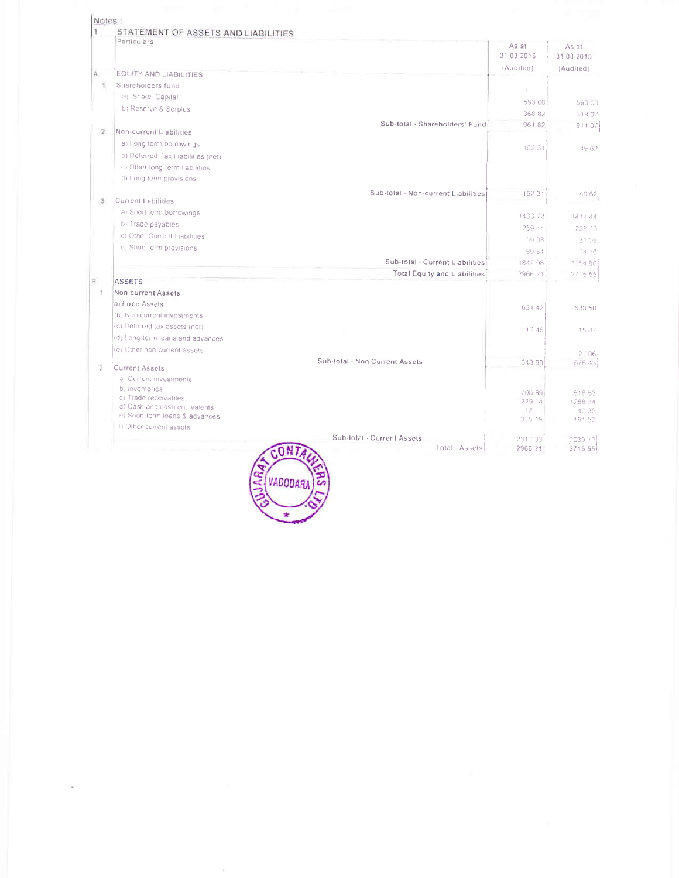Notes :

1 STATEMENT OF ASSETS AND LIABILITIES

| | Particulars | As at 31 03 2016 (Audited) | As at 31 03 2015 (Audited) |
|---|---|---|---|
| A | EQUITY AND LIABILITIES | | |
| 1 | Shareholders fund | | |
| | a) Share Capital | 593 00 | 593 00 |
| | b) Reserve & Surplus | 368 82 | 318 07 |
| | Sub-total - Shareholders' Fund | 961 82 | 911 07 |
| 2 | Non-current Liabilities | | |
| | a) Long term borrowings | 162 31 | 49 62 |
| | b) Deferred Tax Liabilities (net) | | |
| | c) Other long term liabilities | | |
| | d) Long term provisions | | |
| | Sub-total - Non-current Liabilities | 162 31 | 49 62 |
| 3 | Current Liabilities | | |
| | a) Short term borrowings | 1433 72 | 1411 44 |
| | b) Trade payables | 259 44 | 238 20 |
| | c) Other Current Liabilities | 59 08 | 31 06 |
| | d) Short term provisions | 89 84 | 74 16 |
| | Sub-total - Current Liabilities | 1842 08 | 1754 86 |
| | Total Equity and Liabilities | 2966 21 | 2715 55 |
| B | ASSETS | | |
| 1 | Non-current Assets | | |
| | a) Fixed Assets | 631 42 | 633 50 |
| | (b) Non-current investments | | |
| | (c) Deferred tax assets (net) | 17 46 | 15 87 |
| | (d) Long term loans and advances | | |
| | (e) Other non current assets | | 27 06 |
| | Sub-total - Non Current Assets | 648 88 | 676 43 |
| 2 | Current Assets | | |
| | a) Current investments | | |
| | b) Inventories | 700 89 | 516 53 |
| | c) Trade receivables | 1229 14 | 1288 74 |
| | d) Cash and cash equivalents | 12 11 | 42 35 |
| | e) Short term loans & advances | 375 19 | 191 50 |
| | f) Other current assets | | |
| | Sub-total - Current Assets | 2317 33 | 2039 12 |
| | Total - Assets | 2966 21 | 2715 55 |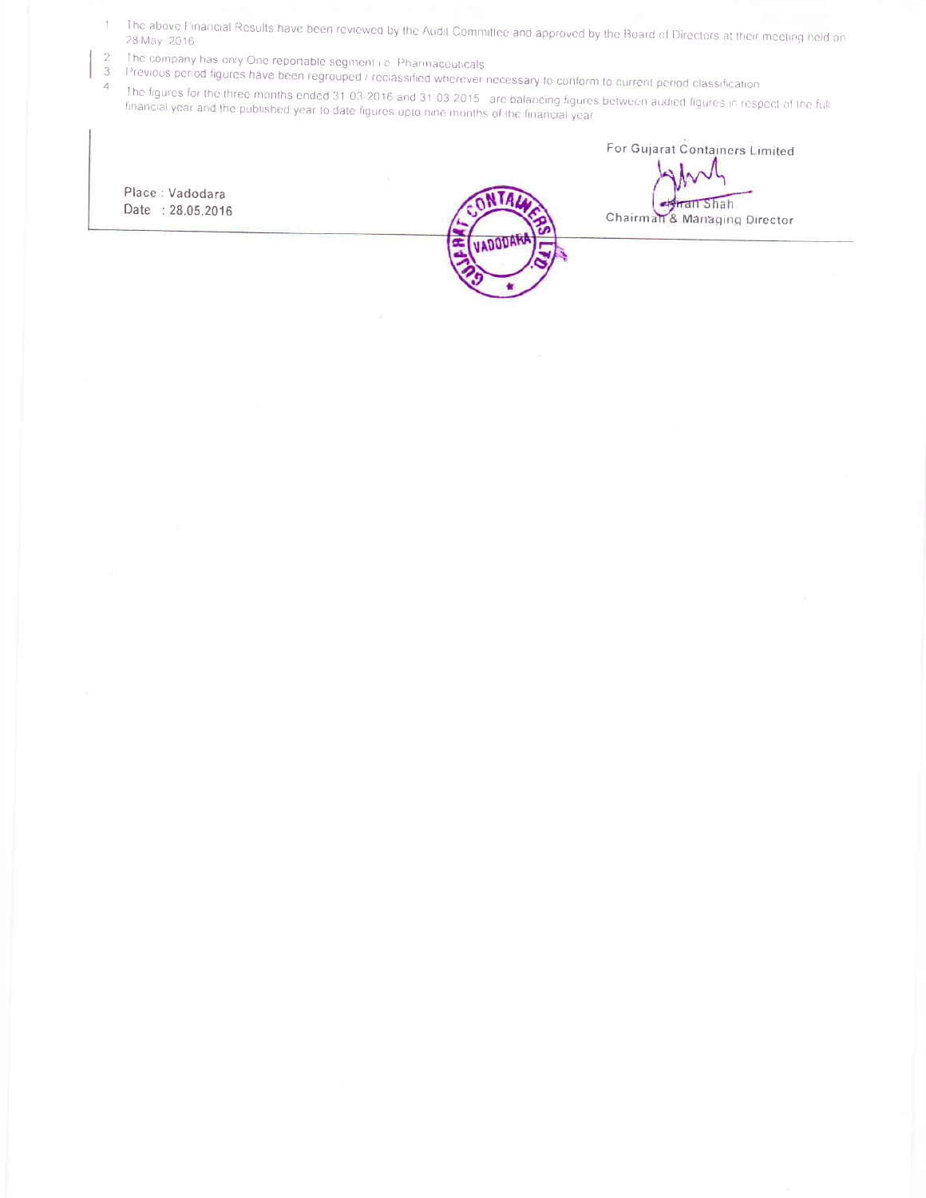1. The above Financial Results have been reviewed by the Audit Committee and approved by the Board of Directors at their meeting held on 28 May 2016
2. The company has only One reportable segment i.e. Pharmaceuticals
3. Previous period figures have been regrouped / reclassified wherever necessary to conform to current period classification
4. The figures for the three months ended 31-03-2016 and 31-03-2015 are balancing figures between audied figures in respect of the full financial year and the published year to date figures upto nine months of the financial year

Place : Vadodara
Date : 28.05.2016

For Gujarat Containers Limited

Kiran Shah
Chairman & Managing Director